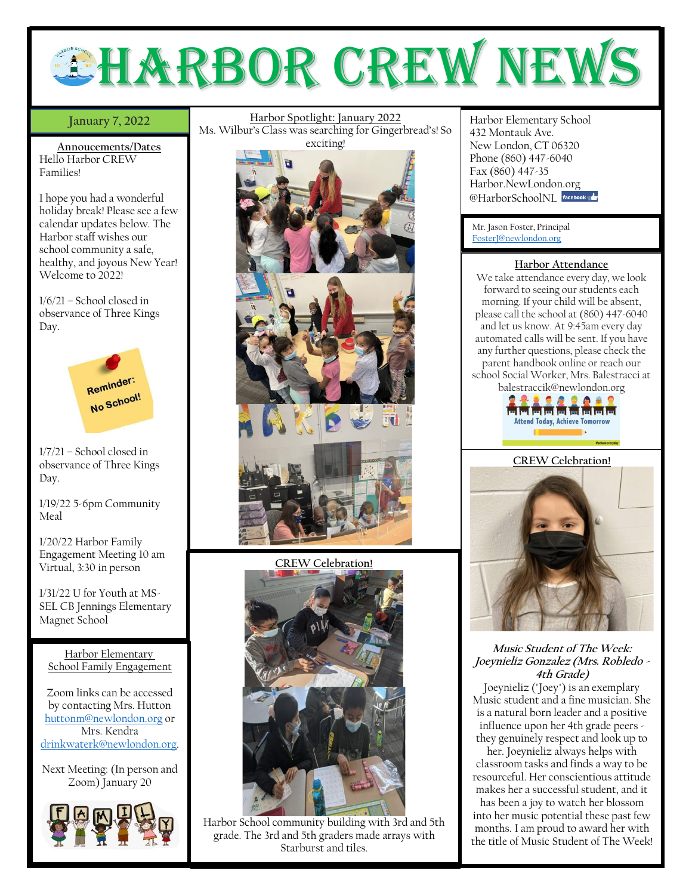# Harbor Crew News

January 7, 2022

## Annoucements/Dates

Hello Harbor CREW Families!

I hope you had a wonderful holiday break! Please see a few calendar updates below. The Harbor staff wishes our school community a safe, healthy, and joyous New Year! Welcome to 2022!

1/6/21 – School closed in observance of Three Kings Day.

Reminder: No School!

1/7/21 – School closed in observance of Three Kings Day.

1/19/22 5-6pm Community Meal

1/20/22 Harbor Family Engagement Meeting 10 am Virtual, 3:30 in person

1/31/22 U for Youth at MS-SEL CB Jennings Elementary Magnet School

## Harbor Elementary School Family Engagement

Zoom links can be accessed by contacting Mrs. Hutton huttonm@newlondon.org or Mrs. Kendra drinkwaterk@newlondon.org.

Next Meeting: (In person and Zoom) January 20

## Harbor Spotlight: January 2022

Ms. Wilbur's Class was searching for Gingerbread's! So exciting!

## CREW Celebration!

Harbor School community building with 3rd and 5th grade. The 3rd and 5th graders made arrays with Starburst and tiles.

Harbor Elementary School
432 Montauk Ave.
New London, CT 06320
Phone (860) 447-6040
Fax (860) 447-35
Harbor.NewLondon.org
@HarborSchoolNL facebook

Mr. Jason Foster, Principal
FosterJ@newlondon.org

## Harbor Attendance

We take attendance every day, we look forward to seeing our students each morning. If your child will be absent, please call the school at (860) 447-6040 and let us know. At 9:45am every day automated calls will be sent. If you have any further questions, please check the parent handbook online or reach our school Social Worker, Mrs. Balestracci at balestraccik@newlondon.org

Attend Today, Achieve Tomorrow

## CREW Celebration!

***Music Student of The Week: Joeynieliz Gonzalez (Mrs. Robledo - 4th Grade)***

Joeynieliz ("Joey") is an exemplary Music student and a fine musician. She is a natural born leader and a positive influence upon her 4th grade peers - they genuinely respect and look up to her. Joeynieliz always helps with classroom tasks and finds a way to be resourceful. Her conscientious attitude makes her a successful student, and it has been a joy to watch her blossom into her music potential these past few months. I am proud to award her with the title of Music Student of The Week!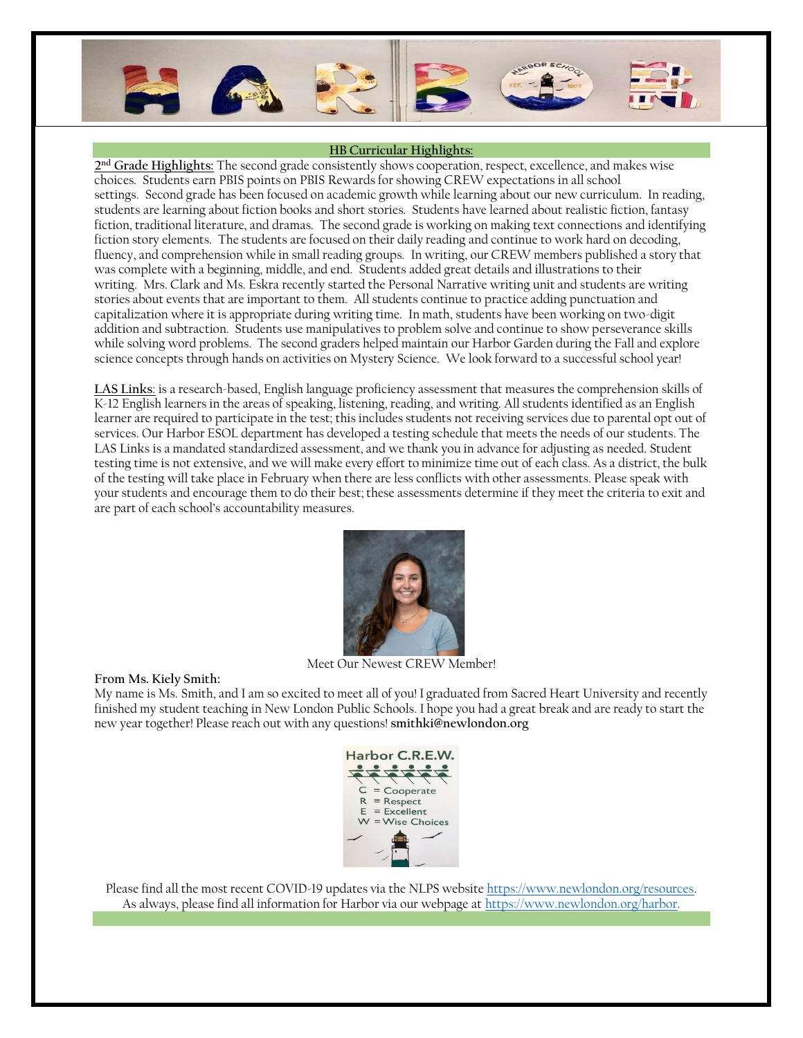## HB Curricular Highlights:

**2nd Grade Highlights:** The second grade consistently shows cooperation, respect, excellence, and makes wise choices. Students earn PBIS points on PBIS Rewards for showing CREW expectations in all school settings. Second grade has been focused on academic growth while learning about our new curriculum. In reading, students are learning about fiction books and short stories. Students have learned about realistic fiction, fantasy fiction, traditional literature, and dramas. The second grade is working on making text connections and identifying fiction story elements. The students are focused on their daily reading and continue to work hard on decoding, fluency, and comprehension while in small reading groups. In writing, our CREW members published a story that was complete with a beginning, middle, and end. Students added great details and illustrations to their writing. Mrs. Clark and Ms. Eskra recently started the Personal Narrative writing unit and students are writing stories about events that are important to them. All students continue to practice adding punctuation and capitalization where it is appropriate during writing time. In math, students have been working on two-digit addition and subtraction. Students use manipulatives to problem solve and continue to show perseverance skills while solving word problems. The second graders helped maintain our Harbor Garden during the Fall and explore science concepts through hands on activities on Mystery Science. We look forward to a successful school year!

**LAS Links**: is a research-based, English language proficiency assessment that measures the comprehension skills of K-12 English learners in the areas of speaking, listening, reading, and writing. All students identified as an English learner are required to participate in the test; this includes students not receiving services due to parental opt out of services. Our Harbor ESOL department has developed a testing schedule that meets the needs of our students. The LAS Links is a mandated standardized assessment, and we thank you in advance for adjusting as needed. Student testing time is not extensive, and we will make every effort to minimize time out of each class. As a district, the bulk of the testing will take place in February when there are less conflicts with other assessments. Please speak with your students and encourage them to do their best; these assessments determine if they meet the criteria to exit and are part of each school's accountability measures.

Meet Our Newest CREW Member!

**From Ms. Kiely Smith:**
My name is Ms. Smith, and I am so excited to meet all of you! I graduated from Sacred Heart University and recently finished my student teaching in New London Public Schools. I hope you had a great break and are ready to start the new year together! Please reach out with any questions! **smithki@newlondon.org**

Harbor C.R.E.W.

C = Cooperate
R = Respect
E = Excellent
W = Wise Choices

Please find all the most recent COVID-19 updates via the NLPS website https://www.newlondon.org/resources.
As always, please find all information for Harbor via our webpage at https://www.newlondon.org/harbor.